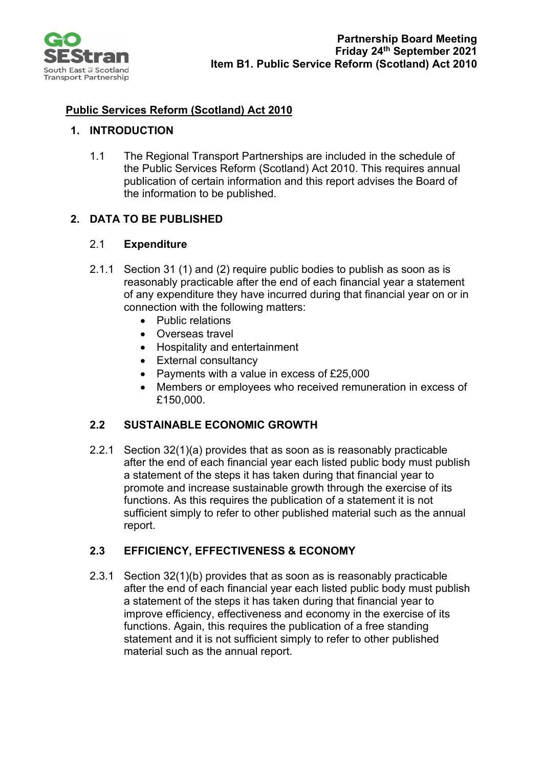# Public Services Reform (Scotland) Act 2010

## 1. INTRODUCTION

1.1 The Regional Transport Partnerships are included in the schedule of the Public Services Reform (Scotland) Act 2010. This requires annual publication of certain information and this report advises the Board of the information to be published.

## 2. DATA TO BE PUBLISHED

### 2.1 Expenditure

2.1.1 Section 31 (1) and (2) require public bodies to publish as soon as is reasonably practicable after the end of each financial year a statement of any expenditure they have incurred during that financial year on or in connection with the following matters:

- Public relations
- Overseas travel
- Hospitality and entertainment
- External consultancy
- Payments with a value in excess of £25,000
- Members or employees who received remuneration in excess of £150,000.

### 2.2 SUSTAINABLE ECONOMIC GROWTH

2.2.1 Section 32(1)(a) provides that as soon as is reasonably practicable after the end of each financial year each listed public body must publish a statement of the steps it has taken during that financial year to promote and increase sustainable growth through the exercise of its functions. As this requires the publication of a statement it is not sufficient simply to refer to other published material such as the annual report.

### 2.3 EFFICIENCY, EFFECTIVENESS & ECONOMY

2.3.1 Section 32(1)(b) provides that as soon as is reasonably practicable after the end of each financial year each listed public body must publish a statement of the steps it has taken during that financial year to improve efficiency, effectiveness and economy in the exercise of its functions. Again, this requires the publication of a free standing statement and it is not sufficient simply to refer to other published material such as the annual report.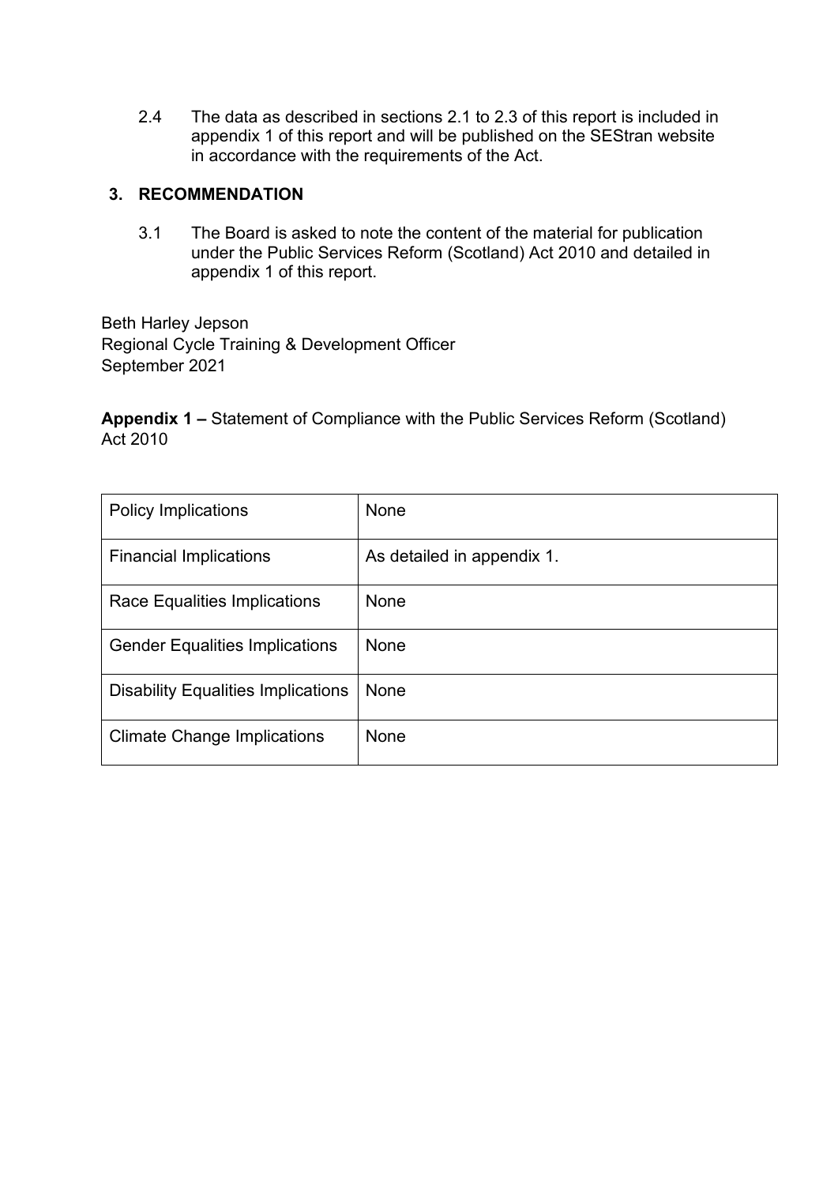2.4 The data as described in sections 2.1 to 2.3 of this report is included in appendix 1 of this report and will be published on the SEStran website in accordance with the requirements of the Act.

## 3. RECOMMENDATION

3.1 The Board is asked to note the content of the material for publication under the Public Services Reform (Scotland) Act 2010 and detailed in appendix 1 of this report.

Beth Harley Jepson
Regional Cycle Training & Development Officer
September 2021

**Appendix 1 –** Statement of Compliance with the Public Services Reform (Scotland) Act 2010

| | |
|---|---|
| Policy Implications | None |
| Financial Implications | As detailed in appendix 1. |
| Race Equalities Implications | None |
| Gender Equalities Implications | None |
| Disability Equalities Implications | None |
| Climate Change Implications | None |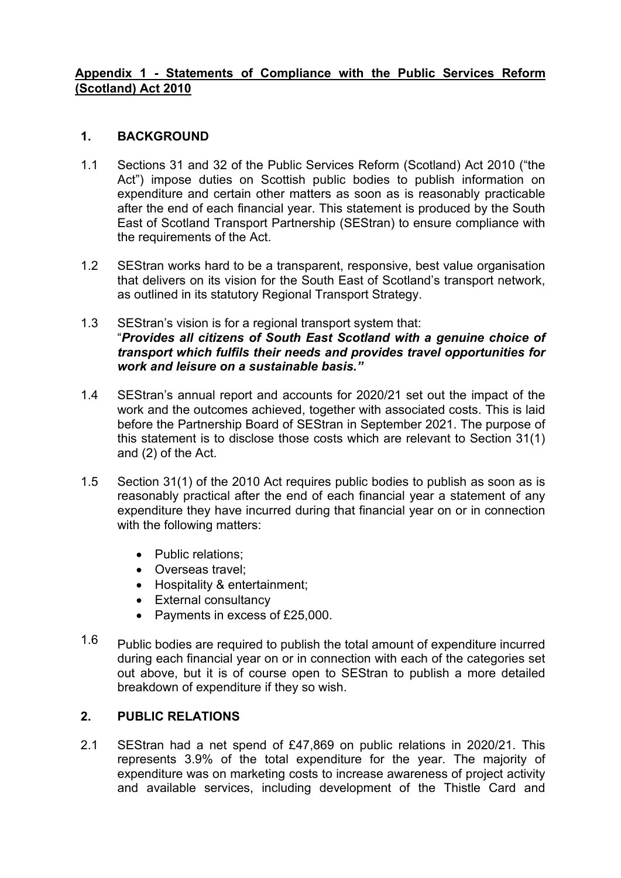**Appendix 1 - Statements of Compliance with the Public Services Reform (Scotland) Act 2010**

## 1. BACKGROUND

1.1 Sections 31 and 32 of the Public Services Reform (Scotland) Act 2010 ("the Act") impose duties on Scottish public bodies to publish information on expenditure and certain other matters as soon as is reasonably practicable after the end of each financial year. This statement is produced by the South East of Scotland Transport Partnership (SEStran) to ensure compliance with the requirements of the Act.

1.2 SEStran works hard to be a transparent, responsive, best value organisation that delivers on its vision for the South East of Scotland's transport network, as outlined in its statutory Regional Transport Strategy.

1.3 SEStran's vision is for a regional transport system that: "***Provides all citizens of South East Scotland with a genuine choice of transport which fulfils their needs and provides travel opportunities for work and leisure on a sustainable basis."***

1.4 SEStran's annual report and accounts for 2020/21 set out the impact of the work and the outcomes achieved, together with associated costs. This is laid before the Partnership Board of SEStran in September 2021. The purpose of this statement is to disclose those costs which are relevant to Section 31(1) and (2) of the Act.

1.5 Section 31(1) of the 2010 Act requires public bodies to publish as soon as is reasonably practical after the end of each financial year a statement of any expenditure they have incurred during that financial year on or in connection with the following matters:

- Public relations;
- Overseas travel;
- Hospitality & entertainment;
- External consultancy
- Payments in excess of £25,000.

1.6 Public bodies are required to publish the total amount of expenditure incurred during each financial year on or in connection with each of the categories set out above, but it is of course open to SEStran to publish a more detailed breakdown of expenditure if they so wish.

## 2. PUBLIC RELATIONS

2.1 SEStran had a net spend of £47,869 on public relations in 2020/21. This represents 3.9% of the total expenditure for the year. The majority of expenditure was on marketing costs to increase awareness of project activity and available services, including development of the Thistle Card and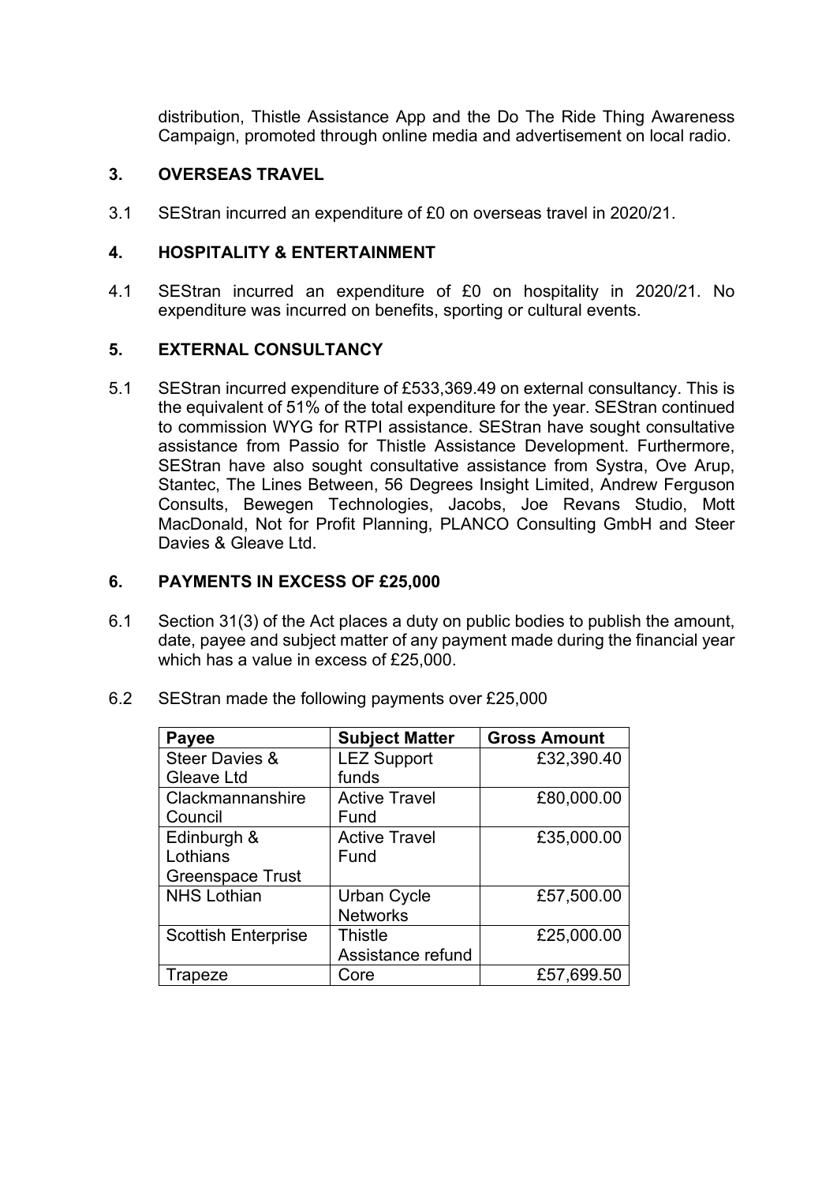distribution, Thistle Assistance App and the Do The Ride Thing Awareness Campaign, promoted through online media and advertisement on local radio.

## 3. OVERSEAS TRAVEL

3.1 SEStran incurred an expenditure of £0 on overseas travel in 2020/21.

## 4. HOSPITALITY & ENTERTAINMENT

4.1 SEStran incurred an expenditure of £0 on hospitality in 2020/21. No expenditure was incurred on benefits, sporting or cultural events.

## 5. EXTERNAL CONSULTANCY

5.1 SEStran incurred expenditure of £533,369.49 on external consultancy. This is the equivalent of 51% of the total expenditure for the year. SEStran continued to commission WYG for RTPI assistance. SEStran have sought consultative assistance from Passio for Thistle Assistance Development. Furthermore, SEStran have also sought consultative assistance from Systra, Ove Arup, Stantec, The Lines Between, 56 Degrees Insight Limited, Andrew Ferguson Consults, Bewegen Technologies, Jacobs, Joe Revans Studio, Mott MacDonald, Not for Profit Planning, PLANCO Consulting GmbH and Steer Davies & Gleave Ltd.

## 6. PAYMENTS IN EXCESS OF £25,000

6.1 Section 31(3) of the Act places a duty on public bodies to publish the amount, date, payee and subject matter of any payment made during the financial year which has a value in excess of £25,000.

6.2 SEStran made the following payments over £25,000

| Payee | Subject Matter | Gross Amount |
|---|---|---|
| Steer Davies & Gleave Ltd | LEZ Support funds | £32,390.40 |
| Clackmannanshire Council | Active Travel Fund | £80,000.00 |
| Edinburgh & Lothians Greenspace Trust | Active Travel Fund | £35,000.00 |
| NHS Lothian | Urban Cycle Networks | £57,500.00 |
| Scottish Enterprise | Thistle Assistance refund | £25,000.00 |
| Trapeze | Core | £57,699.50 |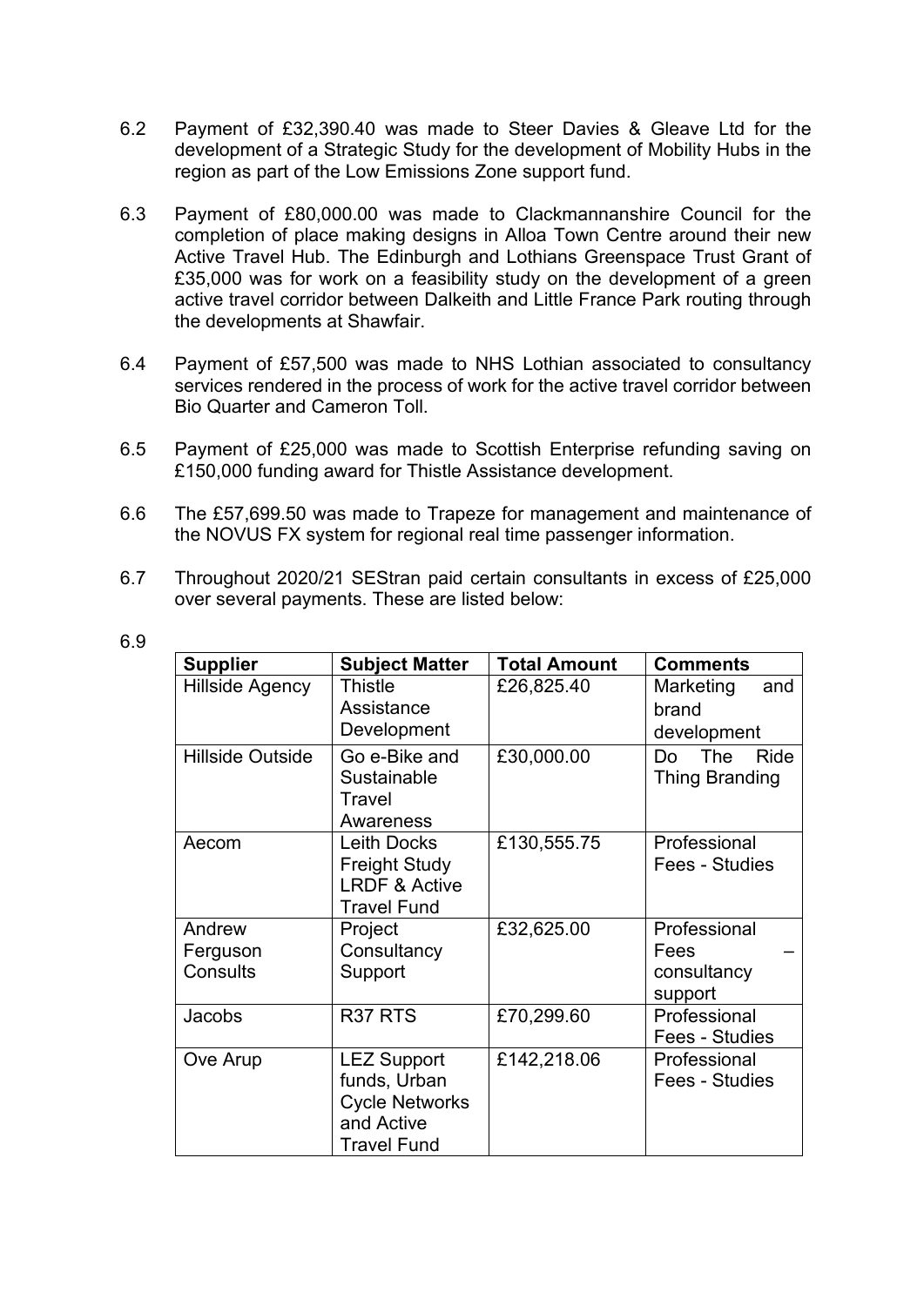6.2 Payment of £32,390.40 was made to Steer Davies & Gleave Ltd for the development of a Strategic Study for the development of Mobility Hubs in the region as part of the Low Emissions Zone support fund.

6.3 Payment of £80,000.00 was made to Clackmannanshire Council for the completion of place making designs in Alloa Town Centre around their new Active Travel Hub. The Edinburgh and Lothians Greenspace Trust Grant of £35,000 was for work on a feasibility study on the development of a green active travel corridor between Dalkeith and Little France Park routing through the developments at Shawfair.

6.4 Payment of £57,500 was made to NHS Lothian associated to consultancy services rendered in the process of work for the active travel corridor between Bio Quarter and Cameron Toll.

6.5 Payment of £25,000 was made to Scottish Enterprise refunding saving on £150,000 funding award for Thistle Assistance development.

6.6 The £57,699.50 was made to Trapeze for management and maintenance of the NOVUS FX system for regional real time passenger information.

6.7 Throughout 2020/21 SEStran paid certain consultants in excess of £25,000 over several payments. These are listed below:

6.9

| Supplier | Subject Matter | Total Amount | Comments |
|---|---|---|---|
| Hillside Agency | Thistle Assistance Development | £26,825.40 | Marketing and brand development |
| Hillside Outside | Go e-Bike and Sustainable Travel Awareness | £30,000.00 | Do The Ride Thing Branding |
| Aecom | Leith Docks Freight Study LRDF & Active Travel Fund | £130,555.75 | Professional Fees - Studies |
| Andrew Ferguson Consults | Project Consultancy Support | £32,625.00 | Professional Fees – consultancy support |
| Jacobs | R37 RTS | £70,299.60 | Professional Fees - Studies |
| Ove Arup | LEZ Support funds, Urban Cycle Networks and Active Travel Fund | £142,218.06 | Professional Fees - Studies |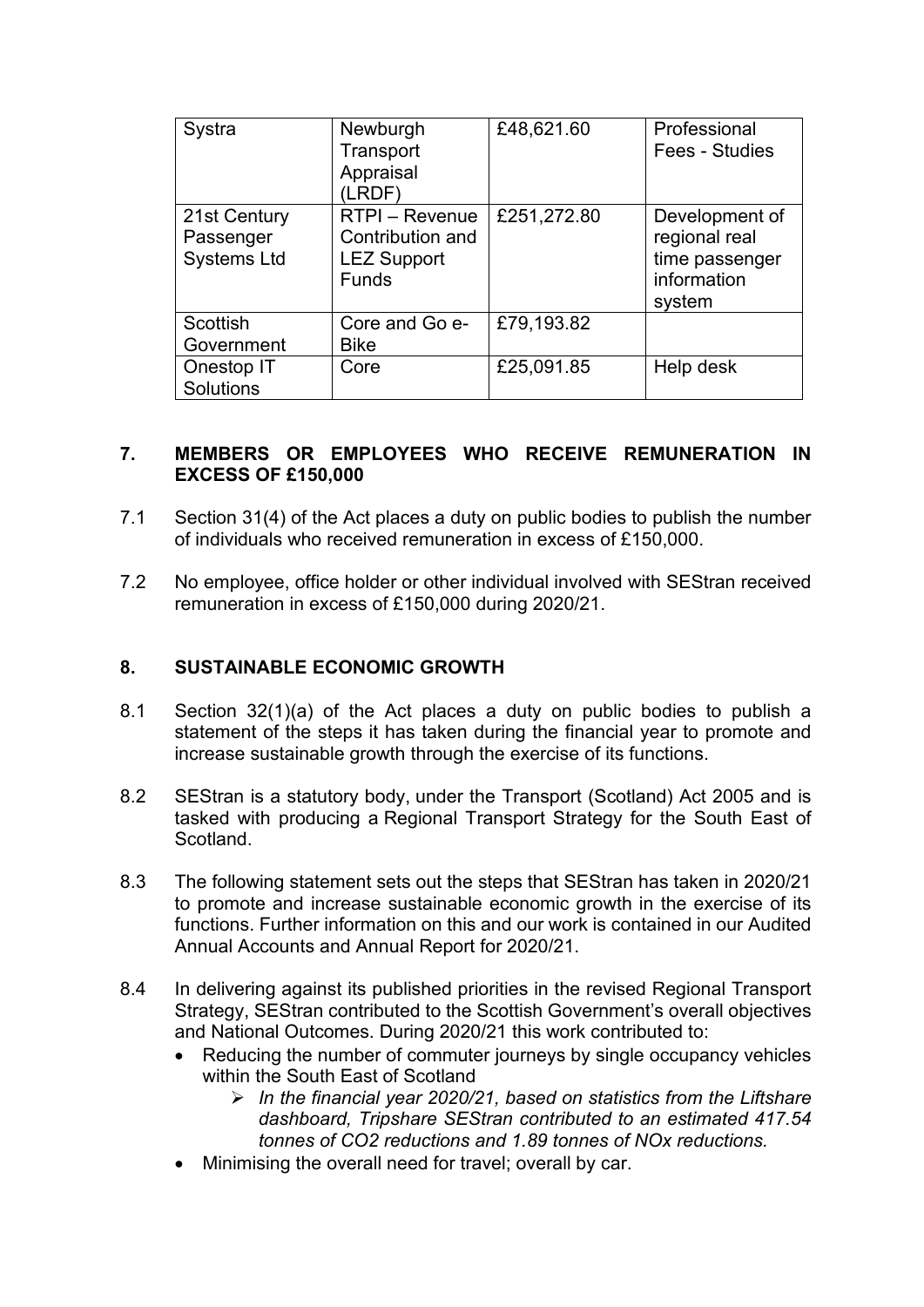| Systra | Newburgh Transport Appraisal (LRDF) | £48,621.60 | Professional Fees - Studies |
| --- | --- | --- | --- |
| 21st Century Passenger Systems Ltd | RTPI – Revenue Contribution and LEZ Support Funds | £251,272.80 | Development of regional real time passenger information system |
| Scottish Government | Core and Go e-Bike | £79,193.82 | |
| Onestop IT Solutions | Core | £25,091.85 | Help desk |

## 7. MEMBERS OR EMPLOYEES WHO RECEIVE REMUNERATION IN EXCESS OF £150,000

7.1 Section 31(4) of the Act places a duty on public bodies to publish the number of individuals who received remuneration in excess of £150,000.

7.2 No employee, office holder or other individual involved with SEStran received remuneration in excess of £150,000 during 2020/21.

## 8. SUSTAINABLE ECONOMIC GROWTH

8.1 Section 32(1)(a) of the Act places a duty on public bodies to publish a statement of the steps it has taken during the financial year to promote and increase sustainable growth through the exercise of its functions.

8.2 SEStran is a statutory body, under the Transport (Scotland) Act 2005 and is tasked with producing a Regional Transport Strategy for the South East of Scotland.

8.3 The following statement sets out the steps that SEStran has taken in 2020/21 to promote and increase sustainable economic growth in the exercise of its functions. Further information on this and our work is contained in our Audited Annual Accounts and Annual Report for 2020/21.

8.4 In delivering against its published priorities in the revised Regional Transport Strategy, SEStran contributed to the Scottish Government's overall objectives and National Outcomes. During 2020/21 this work contributed to:

- Reducing the number of commuter journeys by single occupancy vehicles within the South East of Scotland
  - *In the financial year 2020/21, based on statistics from the Liftshare dashboard, Tripshare SEStran contributed to an estimated 417.54 tonnes of $CO_2$ reductions and 1.89 tonnes of $NO_x$ reductions.*
- Minimising the overall need for travel; overall by car.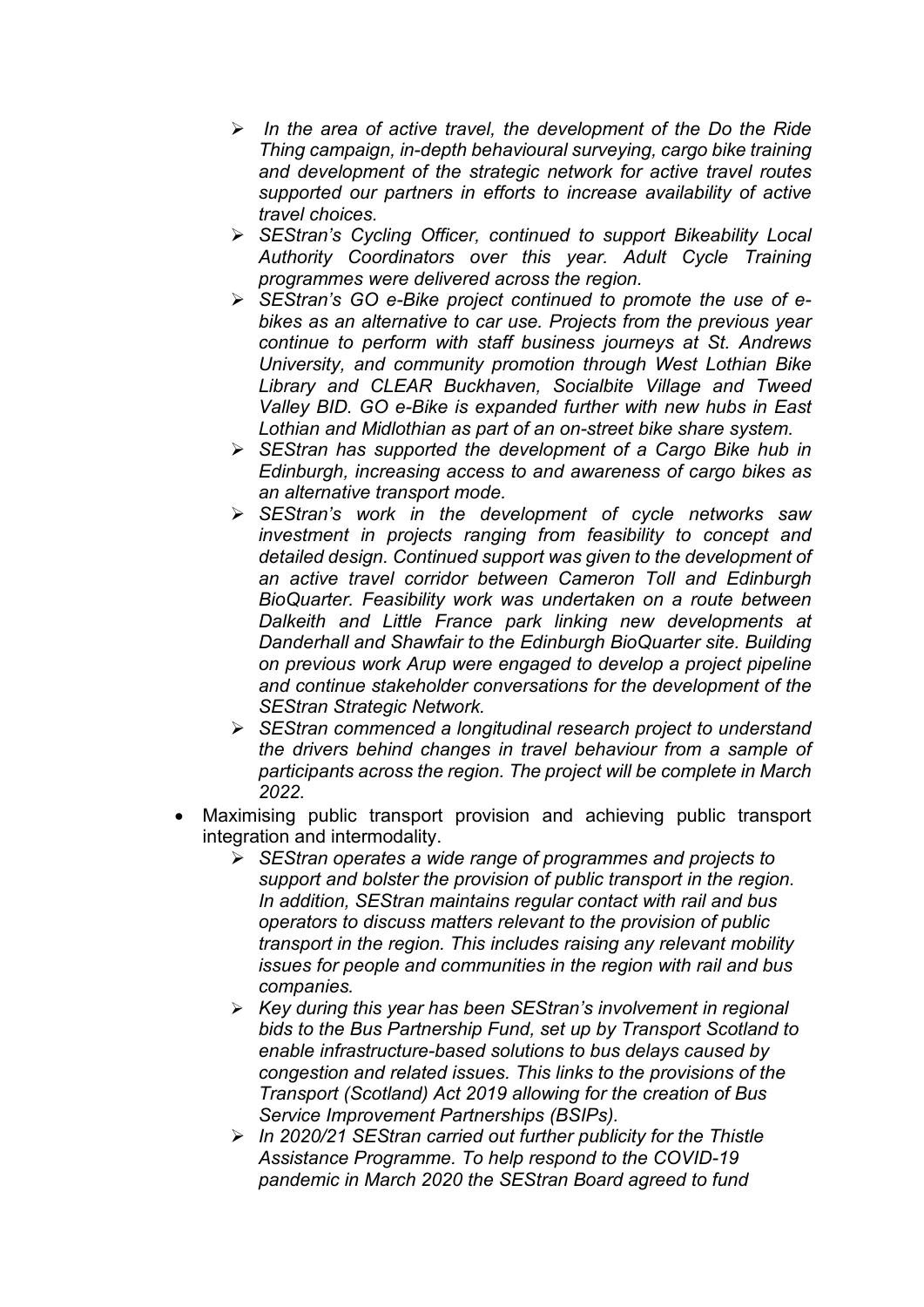- *In the area of active travel, the development of the Do the Ride Thing campaign, in-depth behavioural surveying, cargo bike training and development of the strategic network for active travel routes supported our partners in efforts to increase availability of active travel choices.*
    - *SEStran's Cycling Officer, continued to support Bikeability Local Authority Coordinators over this year. Adult Cycle Training programmes were delivered across the region.*
    - *SEStran's GO e-Bike project continued to promote the use of e-bikes as an alternative to car use. Projects from the previous year continue to perform with staff business journeys at St. Andrews University, and community promotion through West Lothian Bike Library and CLEAR Buckhaven, Socialbite Village and Tweed Valley BID. GO e-Bike is expanded further with new hubs in East Lothian and Midlothian as part of an on-street bike share system.*
    - *SEStran has supported the development of a Cargo Bike hub in Edinburgh, increasing access to and awareness of cargo bikes as an alternative transport mode.*
    - *SEStran's work in the development of cycle networks saw investment in projects ranging from feasibility to concept and detailed design. Continued support was given to the development of an active travel corridor between Cameron Toll and Edinburgh BioQuarter. Feasibility work was undertaken on a route between Dalkeith and Little France park linking new developments at Danderhall and Shawfair to the Edinburgh BioQuarter site. Building on previous work Arup were engaged to develop a project pipeline and continue stakeholder conversations for the development of the SEStran Strategic Network.*
    - *SEStran commenced a longitudinal research project to understand the drivers behind changes in travel behaviour from a sample of participants across the region. The project will be complete in March 2022.*

- Maximising public transport provision and achieving public transport integration and intermodality.
    - *SEStran operates a wide range of programmes and projects to support and bolster the provision of public transport in the region. In addition, SEStran maintains regular contact with rail and bus operators to discuss matters relevant to the provision of public transport in the region. This includes raising any relevant mobility issues for people and communities in the region with rail and bus companies.*
    - *Key during this year has been SEStran's involvement in regional bids to the Bus Partnership Fund, set up by Transport Scotland to enable infrastructure-based solutions to bus delays caused by congestion and related issues. This links to the provisions of the Transport (Scotland) Act 2019 allowing for the creation of Bus Service Improvement Partnerships (BSIPs).*
    - *In 2020/21 SEStran carried out further publicity for the Thistle Assistance Programme. To help respond to the COVID-19 pandemic in March 2020 the SEStran Board agreed to fund*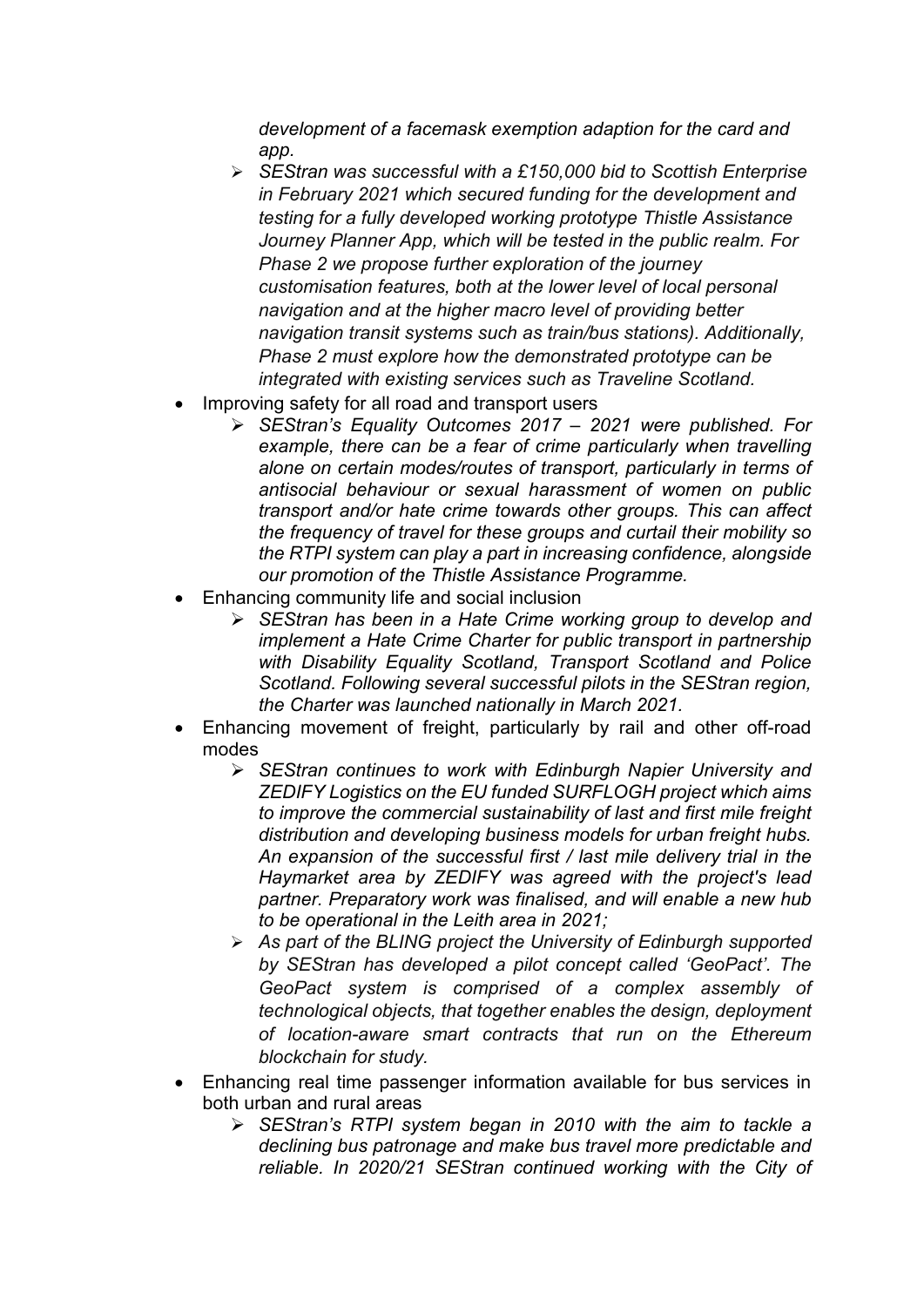*development of a facemask exemption adaption for the card and app.*

- *SEStran was successful with a £150,000 bid to Scottish Enterprise in February 2021 which secured funding for the development and testing for a fully developed working prototype Thistle Assistance Journey Planner App, which will be tested in the public realm. For Phase 2 we propose further exploration of the journey customisation features, both at the lower level of local personal navigation and at the higher macro level of providing better navigation transit systems such as train/bus stations). Additionally, Phase 2 must explore how the demonstrated prototype can be integrated with existing services such as Traveline Scotland.*

- Improving safety for all road and transport users
  - *SEStran's Equality Outcomes 2017 – 2021 were published. For example, there can be a fear of crime particularly when travelling alone on certain modes/routes of transport, particularly in terms of antisocial behaviour or sexual harassment of women on public transport and/or hate crime towards other groups. This can affect the frequency of travel for these groups and curtail their mobility so the RTPI system can play a part in increasing confidence, alongside our promotion of the Thistle Assistance Programme.*
- Enhancing community life and social inclusion
  - *SEStran has been in a Hate Crime working group to develop and implement a Hate Crime Charter for public transport in partnership with Disability Equality Scotland, Transport Scotland and Police Scotland. Following several successful pilots in the SEStran region, the Charter was launched nationally in March 2021.*
- Enhancing movement of freight, particularly by rail and other off-road modes
  - *SEStran continues to work with Edinburgh Napier University and ZEDIFY Logistics on the EU funded SURFLOGH project which aims to improve the commercial sustainability of last and first mile freight distribution and developing business models for urban freight hubs. An expansion of the successful first / last mile delivery trial in the Haymarket area by ZEDIFY was agreed with the project's lead partner. Preparatory work was finalised, and will enable a new hub to be operational in the Leith area in 2021;*
  - *As part of the BLING project the University of Edinburgh supported by SEStran has developed a pilot concept called 'GeoPact'. The GeoPact system is comprised of a complex assembly of technological objects, that together enables the design, deployment of location-aware smart contracts that run on the Ethereum blockchain for study.*
- Enhancing real time passenger information available for bus services in both urban and rural areas
  - *SEStran's RTPI system began in 2010 with the aim to tackle a declining bus patronage and make bus travel more predictable and reliable. In 2020/21 SEStran continued working with the City of*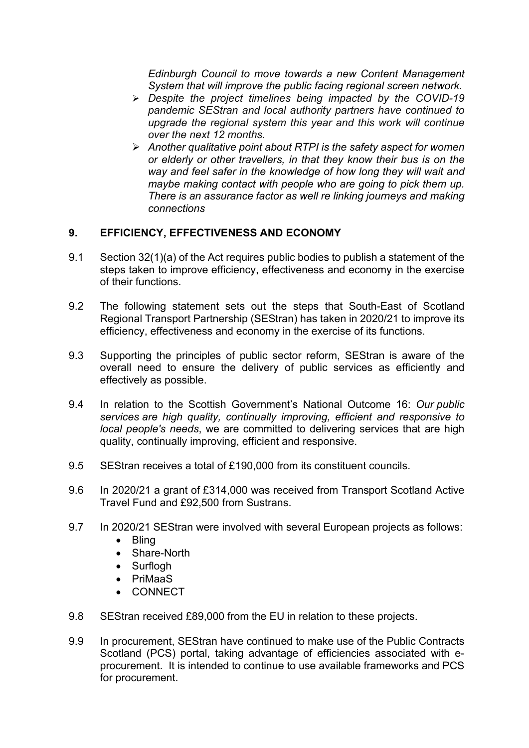*Edinburgh Council to move towards a new Content Management System that will improve the public facing regional screen network.*

- *Despite the project timelines being impacted by the COVID-19 pandemic SEStran and local authority partners have continued to upgrade the regional system this year and this work will continue over the next 12 months.*
- *Another qualitative point about RTPI is the safety aspect for women or elderly or other travellers, in that they know their bus is on the way and feel safer in the knowledge of how long they will wait and maybe making contact with people who are going to pick them up. There is an assurance factor as well re linking journeys and making connections*

## 9. EFFICIENCY, EFFECTIVENESS AND ECONOMY

9.1 Section 32(1)(a) of the Act requires public bodies to publish a statement of the steps taken to improve efficiency, effectiveness and economy in the exercise of their functions.

9.2 The following statement sets out the steps that South-East of Scotland Regional Transport Partnership (SEStran) has taken in 2020/21 to improve its efficiency, effectiveness and economy in the exercise of its functions.

9.3 Supporting the principles of public sector reform, SEStran is aware of the overall need to ensure the delivery of public services as efficiently and effectively as possible.

9.4 In relation to the Scottish Government's National Outcome 16: *Our public services are high quality, continually improving, efficient and responsive to local people's needs*, we are committed to delivering services that are high quality, continually improving, efficient and responsive.

9.5 SEStran receives a total of £190,000 from its constituent councils.

9.6 In 2020/21 a grant of £314,000 was received from Transport Scotland Active Travel Fund and £92,500 from Sustrans.

9.7 In 2020/21 SEStran were involved with several European projects as follows:

- Bling
- Share-North
- Surflogh
- PriMaaS
- CONNECT

9.8 SEStran received £89,000 from the EU in relation to these projects.

9.9 In procurement, SEStran have continued to make use of the Public Contracts Scotland (PCS) portal, taking advantage of efficiencies associated with e-procurement. It is intended to continue to use available frameworks and PCS for procurement.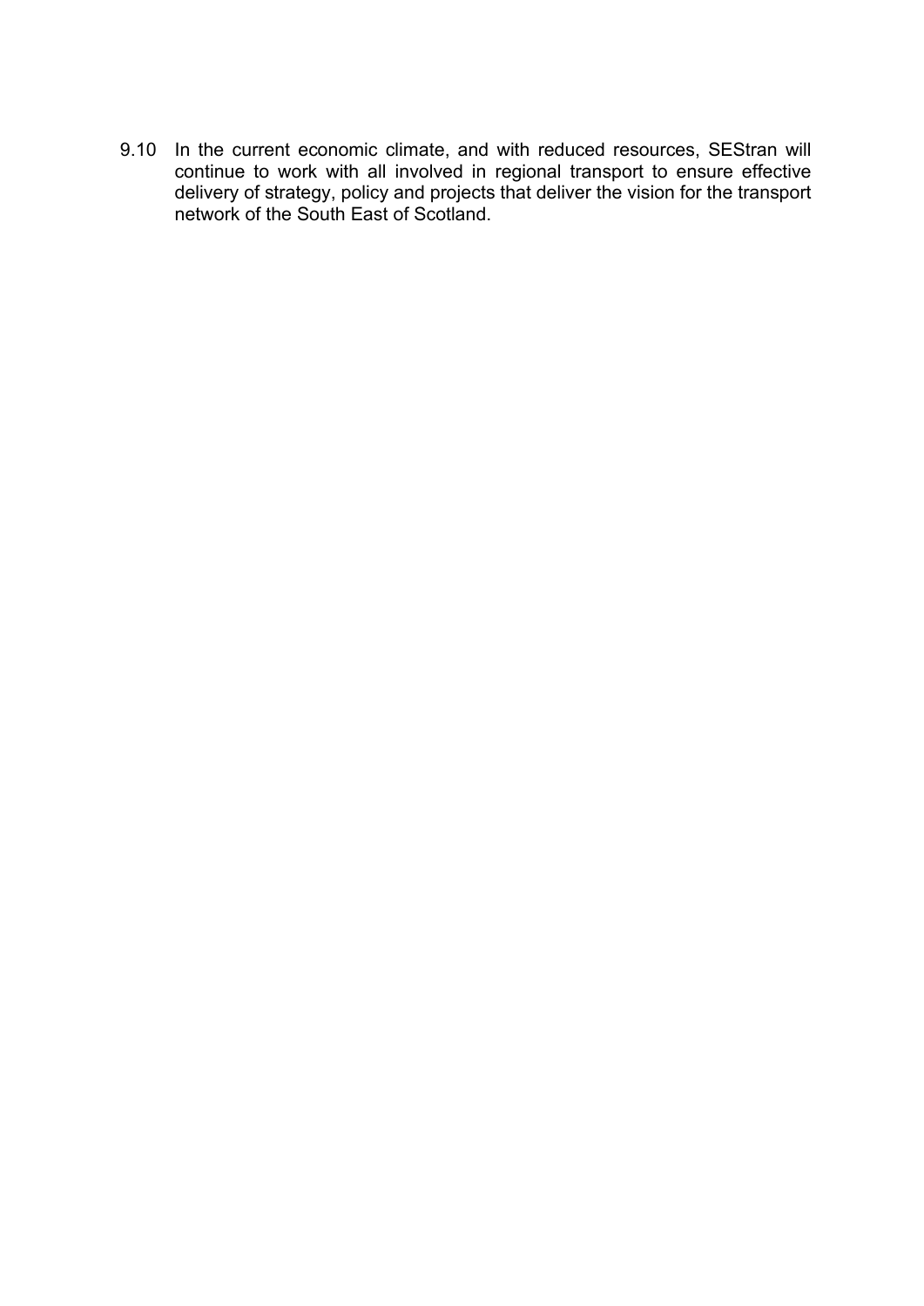9.10 In the current economic climate, and with reduced resources, SEStran will continue to work with all involved in regional transport to ensure effective delivery of strategy, policy and projects that deliver the vision for the transport network of the South East of Scotland.